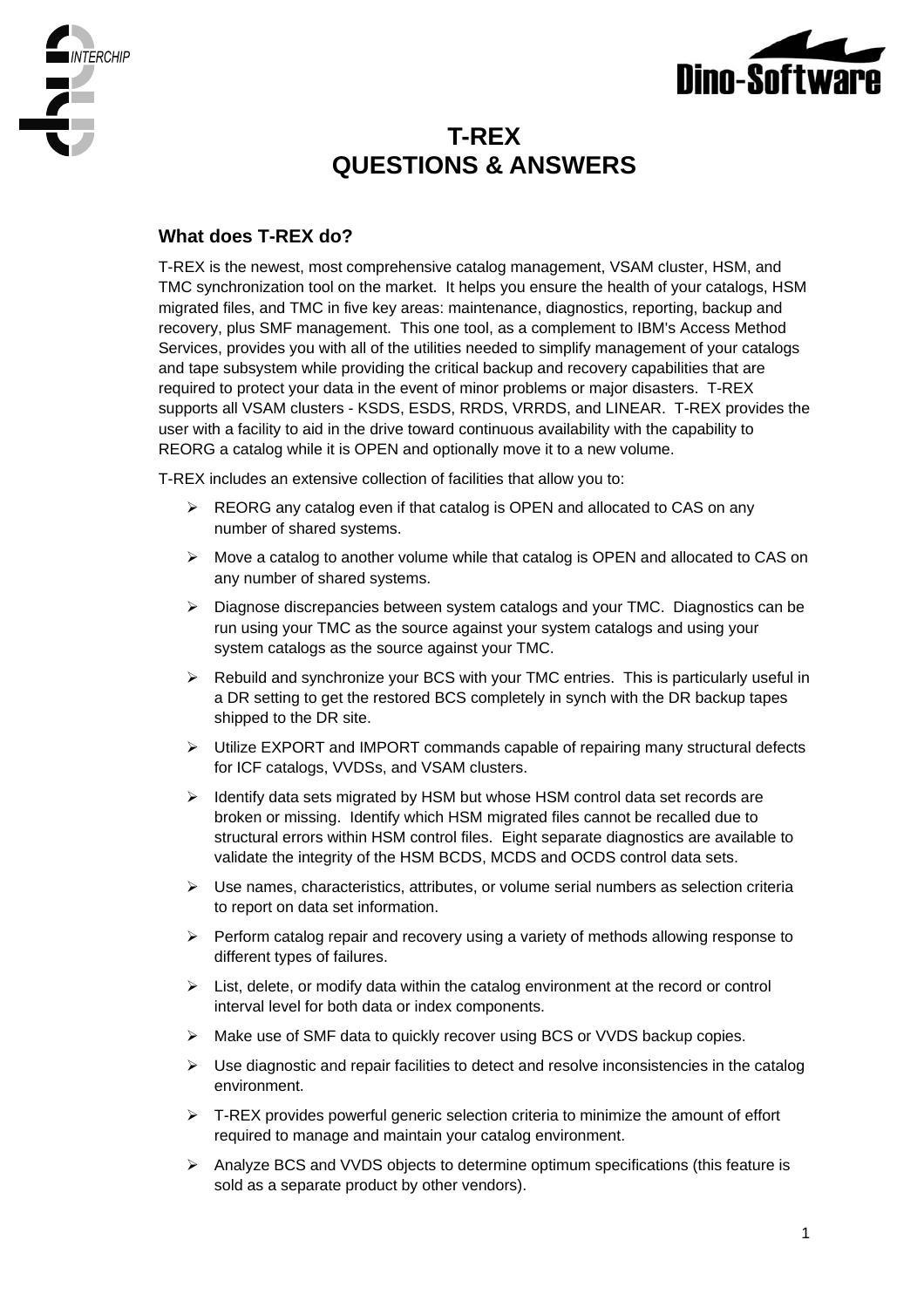# T-REX
# QUESTIONS & ANSWERS

## What does T-REX do?

T-REX is the newest, most comprehensive catalog management, VSAM cluster, HSM, and TMC synchronization tool on the market. It helps you ensure the health of your catalogs, HSM migrated files, and TMC in five key areas: maintenance, diagnostics, reporting, backup and recovery, plus SMF management. This one tool, as a complement to IBM's Access Method Services, provides you with all of the utilities needed to simplify management of your catalogs and tape subsystem while providing the critical backup and recovery capabilities that are required to protect your data in the event of minor problems or major disasters. T-REX supports all VSAM clusters - KSDS, ESDS, RRDS, VRRDS, and LINEAR. T-REX provides the user with a facility to aid in the drive toward continuous availability with the capability to REORG a catalog while it is OPEN and optionally move it to a new volume.

T-REX includes an extensive collection of facilities that allow you to:

- REORG any catalog even if that catalog is OPEN and allocated to CAS on any number of shared systems.
- Move a catalog to another volume while that catalog is OPEN and allocated to CAS on any number of shared systems.
- Diagnose discrepancies between system catalogs and your TMC. Diagnostics can be run using your TMC as the source against your system catalogs and using your system catalogs as the source against your TMC.
- Rebuild and synchronize your BCS with your TMC entries. This is particularly useful in a DR setting to get the restored BCS completely in synch with the DR backup tapes shipped to the DR site.
- Utilize EXPORT and IMPORT commands capable of repairing many structural defects for ICF catalogs, VVDSs, and VSAM clusters.
- Identify data sets migrated by HSM but whose HSM control data set records are broken or missing. Identify which HSM migrated files cannot be recalled due to structural errors within HSM control files. Eight separate diagnostics are available to validate the integrity of the HSM BCDS, MCDS and OCDS control data sets.
- Use names, characteristics, attributes, or volume serial numbers as selection criteria to report on data set information.
- Perform catalog repair and recovery using a variety of methods allowing response to different types of failures.
- List, delete, or modify data within the catalog environment at the record or control interval level for both data or index components.
- Make use of SMF data to quickly recover using BCS or VVDS backup copies.
- Use diagnostic and repair facilities to detect and resolve inconsistencies in the catalog environment.
- T-REX provides powerful generic selection criteria to minimize the amount of effort required to manage and maintain your catalog environment.
- Analyze BCS and VVDS objects to determine optimum specifications (this feature is sold as a separate product by other vendors).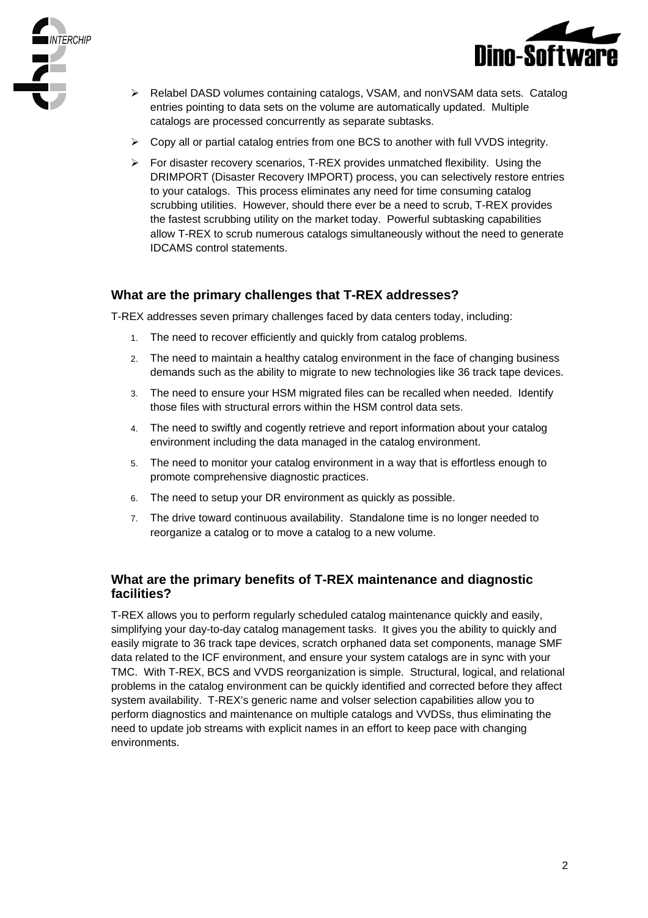- Relabel DASD volumes containing catalogs, VSAM, and nonVSAM data sets. Catalog entries pointing to data sets on the volume are automatically updated. Multiple catalogs are processed concurrently as separate subtasks.
- Copy all or partial catalog entries from one BCS to another with full VVDS integrity.
- For disaster recovery scenarios, T-REX provides unmatched flexibility. Using the DRIMPORT (Disaster Recovery IMPORT) process, you can selectively restore entries to your catalogs. This process eliminates any need for time consuming catalog scrubbing utilities. However, should there ever be a need to scrub, T-REX provides the fastest scrubbing utility on the market today. Powerful subtasking capabilities allow T-REX to scrub numerous catalogs simultaneously without the need to generate IDCAMS control statements.

### What are the primary challenges that T-REX addresses?

T-REX addresses seven primary challenges faced by data centers today, including:

1. The need to recover efficiently and quickly from catalog problems.
2. The need to maintain a healthy catalog environment in the face of changing business demands such as the ability to migrate to new technologies like 36 track tape devices.
3. The need to ensure your HSM migrated files can be recalled when needed. Identify those files with structural errors within the HSM control data sets.
4. The need to swiftly and cogently retrieve and report information about your catalog environment including the data managed in the catalog environment.
5. The need to monitor your catalog environment in a way that is effortless enough to promote comprehensive diagnostic practices.
6. The need to setup your DR environment as quickly as possible.
7. The drive toward continuous availability. Standalone time is no longer needed to reorganize a catalog or to move a catalog to a new volume.

### What are the primary benefits of T-REX maintenance and diagnostic facilities?

T-REX allows you to perform regularly scheduled catalog maintenance quickly and easily, simplifying your day-to-day catalog management tasks. It gives you the ability to quickly and easily migrate to 36 track tape devices, scratch orphaned data set components, manage SMF data related to the ICF environment, and ensure your system catalogs are in sync with your TMC. With T-REX, BCS and VVDS reorganization is simple. Structural, logical, and relational problems in the catalog environment can be quickly identified and corrected before they affect system availability. T-REX's generic name and volser selection capabilities allow you to perform diagnostics and maintenance on multiple catalogs and VVDSs, thus eliminating the need to update job streams with explicit names in an effort to keep pace with changing environments.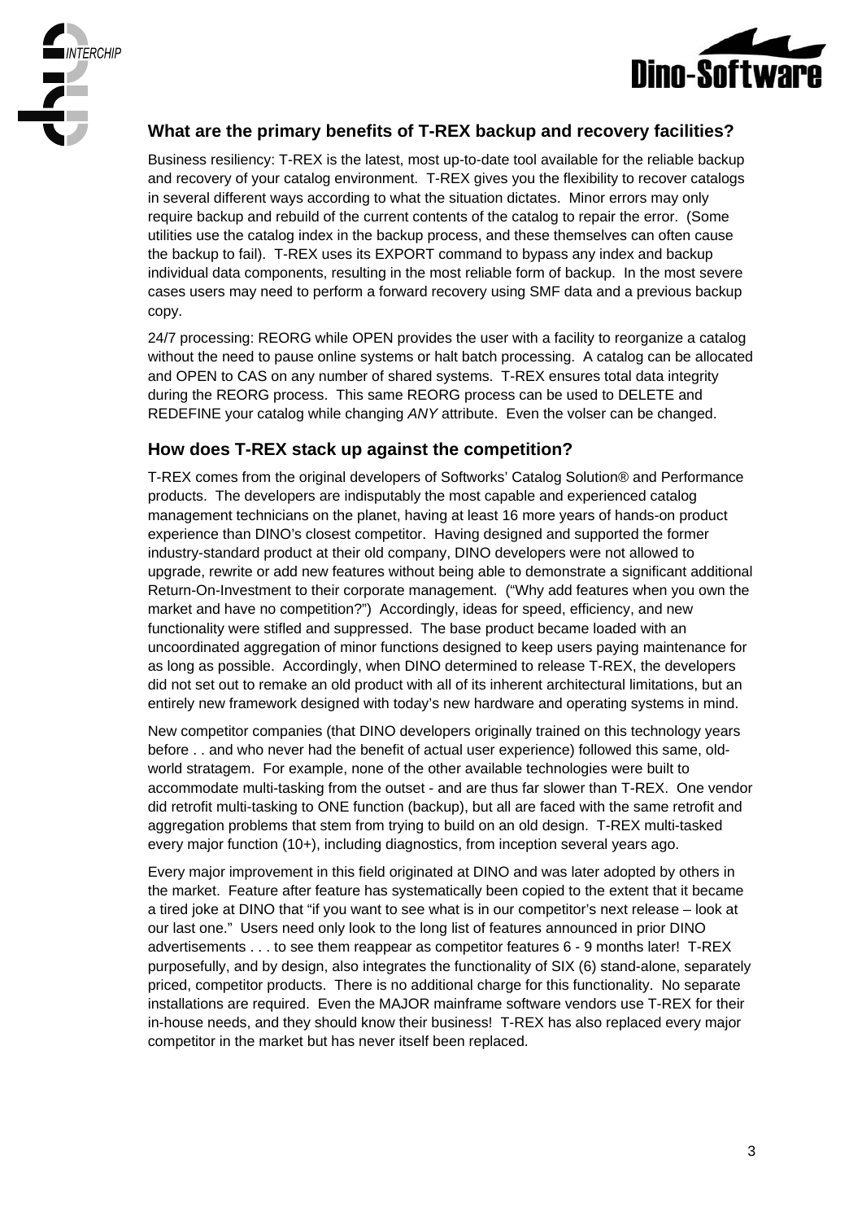## What are the primary benefits of T-REX backup and recovery facilities?

Business resiliency: T-REX is the latest, most up-to-date tool available for the reliable backup and recovery of your catalog environment. T-REX gives you the flexibility to recover catalogs in several different ways according to what the situation dictates. Minor errors may only require backup and rebuild of the current contents of the catalog to repair the error. (Some utilities use the catalog index in the backup process, and these themselves can often cause the backup to fail). T-REX uses its EXPORT command to bypass any index and backup individual data components, resulting in the most reliable form of backup. In the most severe cases users may need to perform a forward recovery using SMF data and a previous backup copy.

24/7 processing: REORG while OPEN provides the user with a facility to reorganize a catalog without the need to pause online systems or halt batch processing. A catalog can be allocated and OPEN to CAS on any number of shared systems. T-REX ensures total data integrity during the REORG process. This same REORG process can be used to DELETE and REDEFINE your catalog while changing *ANY* attribute. Even the volser can be changed.

## How does T-REX stack up against the competition?

T-REX comes from the original developers of Softworks' Catalog Solution® and Performance products. The developers are indisputably the most capable and experienced catalog management technicians on the planet, having at least 16 more years of hands-on product experience than DINO's closest competitor. Having designed and supported the former industry-standard product at their old company, DINO developers were not allowed to upgrade, rewrite or add new features without being able to demonstrate a significant additional Return-On-Investment to their corporate management. ("Why add features when you own the market and have no competition?") Accordingly, ideas for speed, efficiency, and new functionality were stifled and suppressed. The base product became loaded with an uncoordinated aggregation of minor functions designed to keep users paying maintenance for as long as possible. Accordingly, when DINO determined to release T-REX, the developers did not set out to remake an old product with all of its inherent architectural limitations, but an entirely new framework designed with today's new hardware and operating systems in mind.

New competitor companies (that DINO developers originally trained on this technology years before . . and who never had the benefit of actual user experience) followed this same, old-world stratagem. For example, none of the other available technologies were built to accommodate multi-tasking from the outset - and are thus far slower than T-REX. One vendor did retrofit multi-tasking to ONE function (backup), but all are faced with the same retrofit and aggregation problems that stem from trying to build on an old design. T-REX multi-tasked every major function (10+), including diagnostics, from inception several years ago.

Every major improvement in this field originated at DINO and was later adopted by others in the market. Feature after feature has systematically been copied to the extent that it became a tired joke at DINO that "if you want to see what is in our competitor's next release – look at our last one." Users need only look to the long list of features announced in prior DINO advertisements . . . to see them reappear as competitor features 6 - 9 months later! T-REX purposefully, and by design, also integrates the functionality of SIX (6) stand-alone, separately priced, competitor products. There is no additional charge for this functionality. No separate installations are required. Even the MAJOR mainframe software vendors use T-REX for their in-house needs, and they should know their business! T-REX has also replaced every major competitor in the market but has never itself been replaced.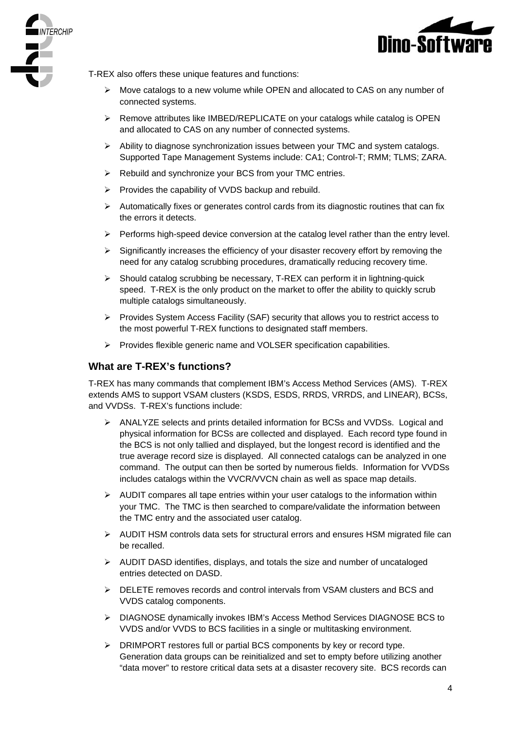T-REX also offers these unique features and functions:

- Move catalogs to a new volume while OPEN and allocated to CAS on any number of connected systems.
- Remove attributes like IMBED/REPLICATE on your catalogs while catalog is OPEN and allocated to CAS on any number of connected systems.
- Ability to diagnose synchronization issues between your TMC and system catalogs. Supported Tape Management Systems include: CA1; Control-T; RMM; TLMS; ZARA.
- Rebuild and synchronize your BCS from your TMC entries.
- Provides the capability of VVDS backup and rebuild.
- Automatically fixes or generates control cards from its diagnostic routines that can fix the errors it detects.
- Performs high-speed device conversion at the catalog level rather than the entry level.
- Significantly increases the efficiency of your disaster recovery effort by removing the need for any catalog scrubbing procedures, dramatically reducing recovery time.
- Should catalog scrubbing be necessary, T-REX can perform it in lightning-quick speed. T-REX is the only product on the market to offer the ability to quickly scrub multiple catalogs simultaneously.
- Provides System Access Facility (SAF) security that allows you to restrict access to the most powerful T-REX functions to designated staff members.
- Provides flexible generic name and VOLSER specification capabilities.

### What are T-REX's functions?

T-REX has many commands that complement IBM's Access Method Services (AMS). T-REX extends AMS to support VSAM clusters (KSDS, ESDS, RRDS, VRRDS, and LINEAR), BCSs, and VVDSs. T-REX's functions include:

- ANALYZE selects and prints detailed information for BCSs and VVDSs. Logical and physical information for BCSs are collected and displayed. Each record type found in the BCS is not only tallied and displayed, but the longest record is identified and the true average record size is displayed. All connected catalogs can be analyzed in one command. The output can then be sorted by numerous fields. Information for VVDSs includes catalogs within the VVCR/VVCN chain as well as space map details.
- AUDIT compares all tape entries within your user catalogs to the information within your TMC. The TMC is then searched to compare/validate the information between the TMC entry and the associated user catalog.
- AUDIT HSM controls data sets for structural errors and ensures HSM migrated file can be recalled.
- AUDIT DASD identifies, displays, and totals the size and number of uncataloged entries detected on DASD.
- DELETE removes records and control intervals from VSAM clusters and BCS and VVDS catalog components.
- DIAGNOSE dynamically invokes IBM's Access Method Services DIAGNOSE BCS to VVDS and/or VVDS to BCS facilities in a single or multitasking environment.
- DRIMPORT restores full or partial BCS components by key or record type. Generation data groups can be reinitialized and set to empty before utilizing another "data mover" to restore critical data sets at a disaster recovery site. BCS records can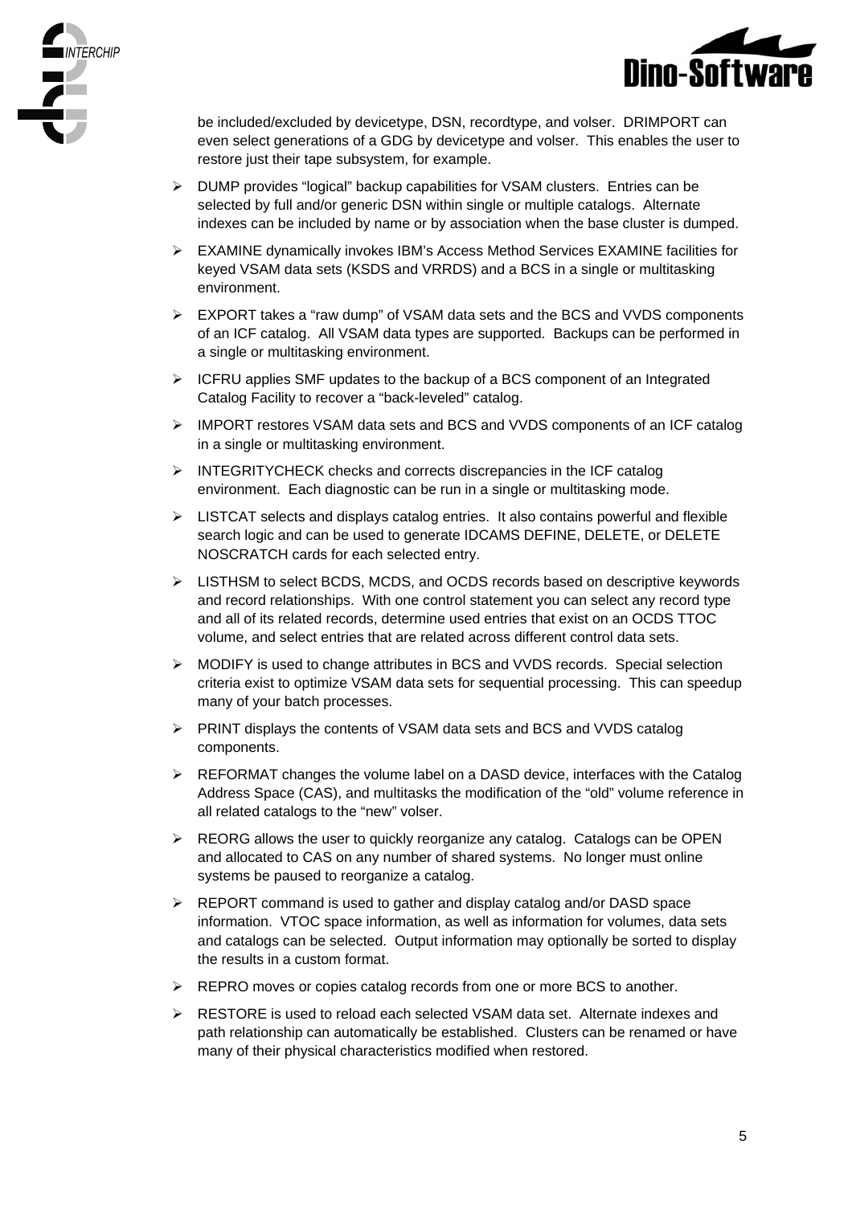be included/excluded by devicetype, DSN, recordtype, and volser. DRIMPORT can even select generations of a GDG by devicetype and volser. This enables the user to restore just their tape subsystem, for example.

- DUMP provides “logical” backup capabilities for VSAM clusters. Entries can be selected by full and/or generic DSN within single or multiple catalogs. Alternate indexes can be included by name or by association when the base cluster is dumped.
- EXAMINE dynamically invokes IBM’s Access Method Services EXAMINE facilities for keyed VSAM data sets (KSDS and VRRDS) and a BCS in a single or multitasking environment.
- EXPORT takes a “raw dump” of VSAM data sets and the BCS and VVDS components of an ICF catalog. All VSAM data types are supported. Backups can be performed in a single or multitasking environment.
- ICFRU applies SMF updates to the backup of a BCS component of an Integrated Catalog Facility to recover a “back-leveled” catalog.
- IMPORT restores VSAM data sets and BCS and VVDS components of an ICF catalog in a single or multitasking environment.
- INTEGRITYCHECK checks and corrects discrepancies in the ICF catalog environment. Each diagnostic can be run in a single or multitasking mode.
- LISTCAT selects and displays catalog entries. It also contains powerful and flexible search logic and can be used to generate IDCAMS DEFINE, DELETE, or DELETE NOSCRATCH cards for each selected entry.
- LISTHSM to select BCDS, MCDS, and OCDS records based on descriptive keywords and record relationships. With one control statement you can select any record type and all of its related records, determine used entries that exist on an OCDS TTOC volume, and select entries that are related across different control data sets.
- MODIFY is used to change attributes in BCS and VVDS records. Special selection criteria exist to optimize VSAM data sets for sequential processing. This can speedup many of your batch processes.
- PRINT displays the contents of VSAM data sets and BCS and VVDS catalog components.
- REFORMAT changes the volume label on a DASD device, interfaces with the Catalog Address Space (CAS), and multitasks the modification of the “old” volume reference in all related catalogs to the “new” volser.
- REORG allows the user to quickly reorganize any catalog. Catalogs can be OPEN and allocated to CAS on any number of shared systems. No longer must online systems be paused to reorganize a catalog.
- REPORT command is used to gather and display catalog and/or DASD space information. VTOC space information, as well as information for volumes, data sets and catalogs can be selected. Output information may optionally be sorted to display the results in a custom format.
- REPRO moves or copies catalog records from one or more BCS to another.
- RESTORE is used to reload each selected VSAM data set. Alternate indexes and path relationship can automatically be established. Clusters can be renamed or have many of their physical characteristics modified when restored.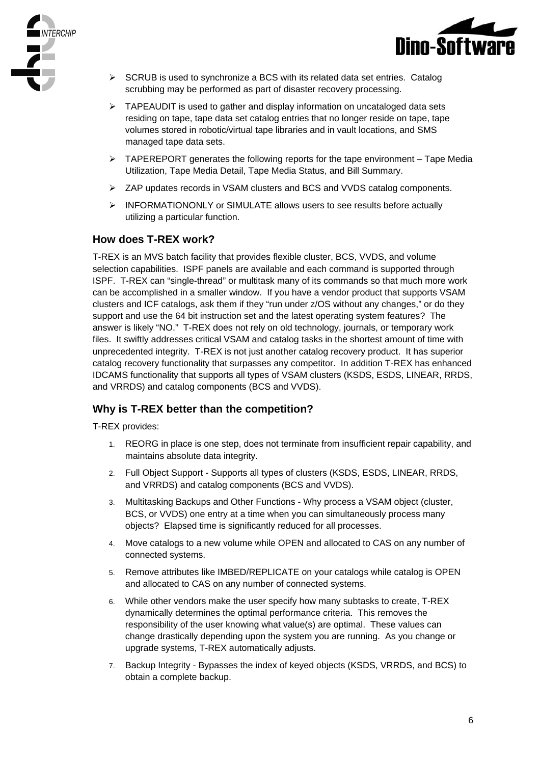- SCRUB is used to synchronize a BCS with its related data set entries. Catalog scrubbing may be performed as part of disaster recovery processing.
- TAPEAUDIT is used to gather and display information on uncataloged data sets residing on tape, tape data set catalog entries that no longer reside on tape, tape volumes stored in robotic/virtual tape libraries and in vault locations, and SMS managed tape data sets.
- TAPEREPORT generates the following reports for the tape environment – Tape Media Utilization, Tape Media Detail, Tape Media Status, and Bill Summary.
- ZAP updates records in VSAM clusters and BCS and VVDS catalog components.
- INFORMATIONONLY or SIMULATE allows users to see results before actually utilizing a particular function.

### How does T-REX work?

T-REX is an MVS batch facility that provides flexible cluster, BCS, VVDS, and volume selection capabilities. ISPF panels are available and each command is supported through ISPF. T-REX can "single-thread" or multitask many of its commands so that much more work can be accomplished in a smaller window. If you have a vendor product that supports VSAM clusters and ICF catalogs, ask them if they "run under z/OS without any changes," or do they support and use the 64 bit instruction set and the latest operating system features? The answer is likely "NO." T-REX does not rely on old technology, journals, or temporary work files. It swiftly addresses critical VSAM and catalog tasks in the shortest amount of time with unprecedented integrity. T-REX is not just another catalog recovery product. It has superior catalog recovery functionality that surpasses any competitor. In addition T-REX has enhanced IDCAMS functionality that supports all types of VSAM clusters (KSDS, ESDS, LINEAR, RRDS, and VRRDS) and catalog components (BCS and VVDS).

### Why is T-REX better than the competition?

T-REX provides:

1. REORG in place is one step, does not terminate from insufficient repair capability, and maintains absolute data integrity.
2. Full Object Support - Supports all types of clusters (KSDS, ESDS, LINEAR, RRDS, and VRRDS) and catalog components (BCS and VVDS).
3. Multitasking Backups and Other Functions - Why process a VSAM object (cluster, BCS, or VVDS) one entry at a time when you can simultaneously process many objects? Elapsed time is significantly reduced for all processes.
4. Move catalogs to a new volume while OPEN and allocated to CAS on any number of connected systems.
5. Remove attributes like IMBED/REPLICATE on your catalogs while catalog is OPEN and allocated to CAS on any number of connected systems.
6. While other vendors make the user specify how many subtasks to create, T-REX dynamically determines the optimal performance criteria. This removes the responsibility of the user knowing what value(s) are optimal. These values can change drastically depending upon the system you are running. As you change or upgrade systems, T-REX automatically adjusts.
7. Backup Integrity - Bypasses the index of keyed objects (KSDS, VRRDS, and BCS) to obtain a complete backup.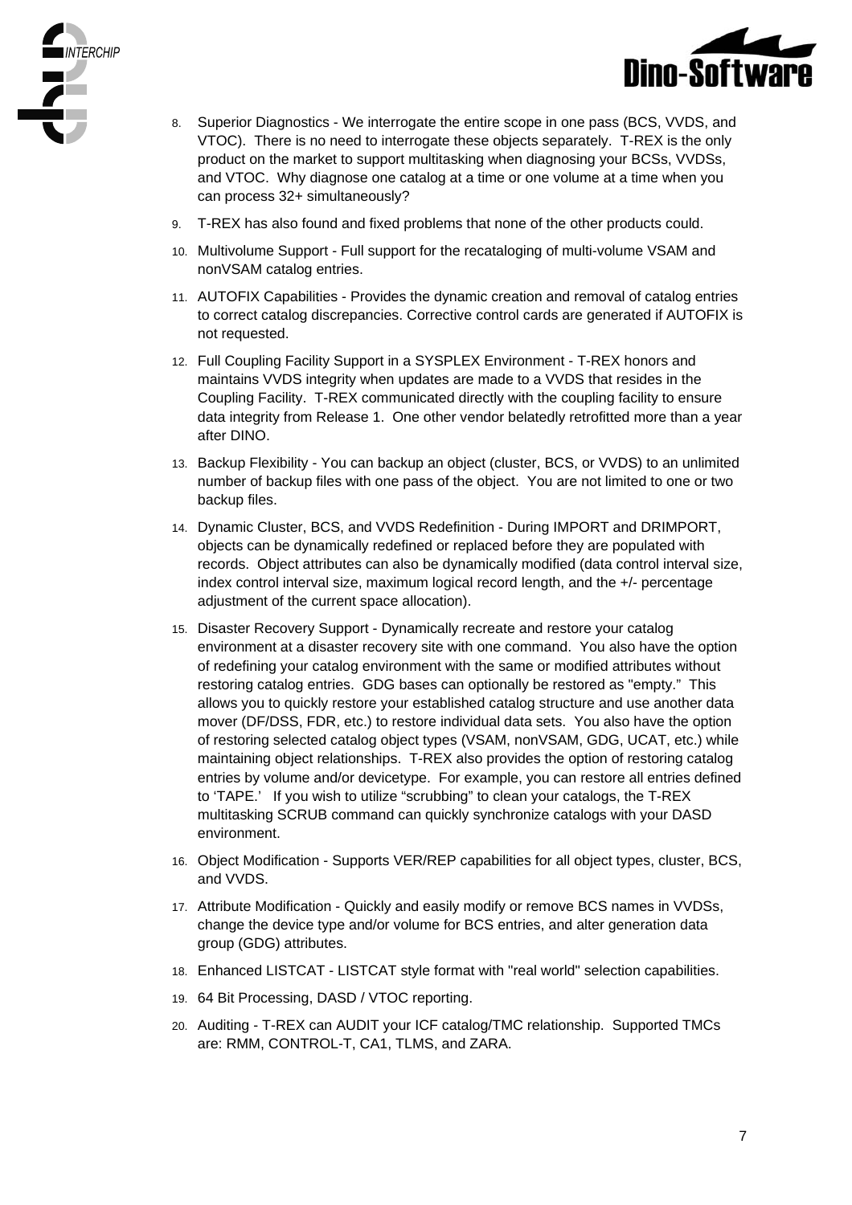8. Superior Diagnostics - We interrogate the entire scope in one pass (BCS, VVDS, and VTOC). There is no need to interrogate these objects separately. T-REX is the only product on the market to support multitasking when diagnosing your BCSs, VVDSs, and VTOC. Why diagnose one catalog at a time or one volume at a time when you can process 32+ simultaneously?
9. T-REX has also found and fixed problems that none of the other products could.
10. Multivolume Support - Full support for the recataloging of multi-volume VSAM and nonVSAM catalog entries.
11. AUTOFIX Capabilities - Provides the dynamic creation and removal of catalog entries to correct catalog discrepancies. Corrective control cards are generated if AUTOFIX is not requested.
12. Full Coupling Facility Support in a SYSPLEX Environment - T-REX honors and maintains VVDS integrity when updates are made to a VVDS that resides in the Coupling Facility. T-REX communicated directly with the coupling facility to ensure data integrity from Release 1. One other vendor belatedly retrofitted more than a year after DINO.
13. Backup Flexibility - You can backup an object (cluster, BCS, or VVDS) to an unlimited number of backup files with one pass of the object. You are not limited to one or two backup files.
14. Dynamic Cluster, BCS, and VVDS Redefinition - During IMPORT and DRIMPORT, objects can be dynamically redefined or replaced before they are populated with records. Object attributes can also be dynamically modified (data control interval size, index control interval size, maximum logical record length, and the +/- percentage adjustment of the current space allocation).
15. Disaster Recovery Support - Dynamically recreate and restore your catalog environment at a disaster recovery site with one command. You also have the option of redefining your catalog environment with the same or modified attributes without restoring catalog entries. GDG bases can optionally be restored as "empty." This allows you to quickly restore your established catalog structure and use another data mover (DF/DSS, FDR, etc.) to restore individual data sets. You also have the option of restoring selected catalog object types (VSAM, nonVSAM, GDG, UCAT, etc.) while maintaining object relationships. T-REX also provides the option of restoring catalog entries by volume and/or devicetype. For example, you can restore all entries defined to 'TAPE.' If you wish to utilize "scrubbing" to clean your catalogs, the T-REX multitasking SCRUB command can quickly synchronize catalogs with your DASD environment.
16. Object Modification - Supports VER/REP capabilities for all object types, cluster, BCS, and VVDS.
17. Attribute Modification - Quickly and easily modify or remove BCS names in VVDSs, change the device type and/or volume for BCS entries, and alter generation data group (GDG) attributes.
18. Enhanced LISTCAT - LISTCAT style format with "real world" selection capabilities.
19. 64 Bit Processing, DASD / VTOC reporting.
20. Auditing - T-REX can AUDIT your ICF catalog/TMC relationship. Supported TMCs are: RMM, CONTROL-T, CA1, TLMS, and ZARA.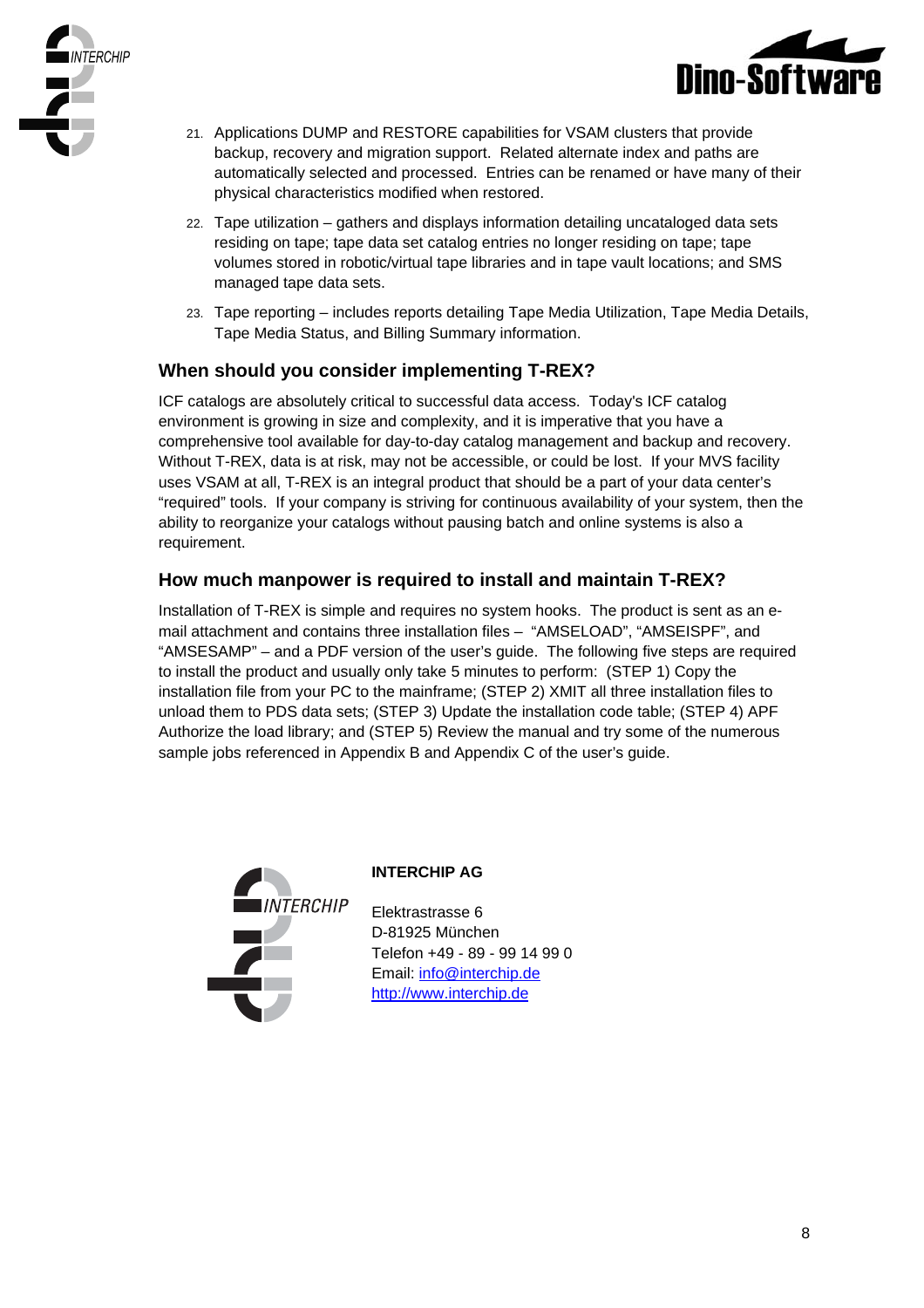21. Applications DUMP and RESTORE capabilities for VSAM clusters that provide backup, recovery and migration support. Related alternate index and paths are automatically selected and processed. Entries can be renamed or have many of their physical characteristics modified when restored.
22. Tape utilization – gathers and displays information detailing uncataloged data sets residing on tape; tape data set catalog entries no longer residing on tape; tape volumes stored in robotic/virtual tape libraries and in tape vault locations; and SMS managed tape data sets.
23. Tape reporting – includes reports detailing Tape Media Utilization, Tape Media Details, Tape Media Status, and Billing Summary information.

### When should you consider implementing T-REX?

ICF catalogs are absolutely critical to successful data access. Today's ICF catalog environment is growing in size and complexity, and it is imperative that you have a comprehensive tool available for day-to-day catalog management and backup and recovery. Without T-REX, data is at risk, may not be accessible, or could be lost. If your MVS facility uses VSAM at all, T-REX is an integral product that should be a part of your data center's "required" tools. If your company is striving for continuous availability of your system, then the ability to reorganize your catalogs without pausing batch and online systems is also a requirement.

### How much manpower is required to install and maintain T-REX?

Installation of T-REX is simple and requires no system hooks. The product is sent as an e-mail attachment and contains three installation files – "AMSELOAD", "AMSEISPF", and "AMSESAMP" – and a PDF version of the user's guide. The following five steps are required to install the product and usually only take 5 minutes to perform: (STEP 1) Copy the installation file from your PC to the mainframe; (STEP 2) XMIT all three installation files to unload them to PDS data sets; (STEP 3) Update the installation code table; (STEP 4) APF Authorize the load library; and (STEP 5) Review the manual and try some of the numerous sample jobs referenced in Appendix B and Appendix C of the user's guide.

INTERCHIP

**INTERCHIP AG**

Elektrastrasse 6
D-81925 München
Telefon +49 - 89 - 99 14 99 0
Email: info@interchip.de
http://www.interchip.de